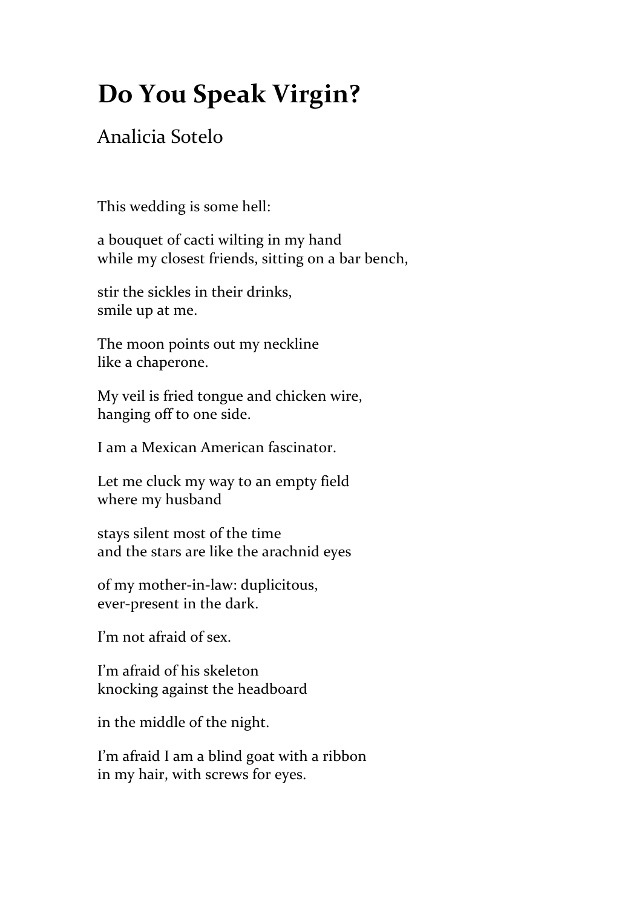# Do You Speak Virgin?

Analicia Sotelo

This wedding is some hell:

a bouquet of cacti wilting in my hand
while my closest friends, sitting on a bar bench,

stir the sickles in their drinks,
smile up at me.

The moon points out my neckline
like a chaperone.

My veil is fried tongue and chicken wire,
hanging off to one side.

I am a Mexican American fascinator.

Let me cluck my way to an empty field
where my husband

stays silent most of the time
and the stars are like the arachnid eyes

of my mother-in-law: duplicitous,
ever-present in the dark.

I'm not afraid of sex.

I'm afraid of his skeleton
knocking against the headboard

in the middle of the night.

I'm afraid I am a blind goat with a ribbon
in my hair, with screws for eyes.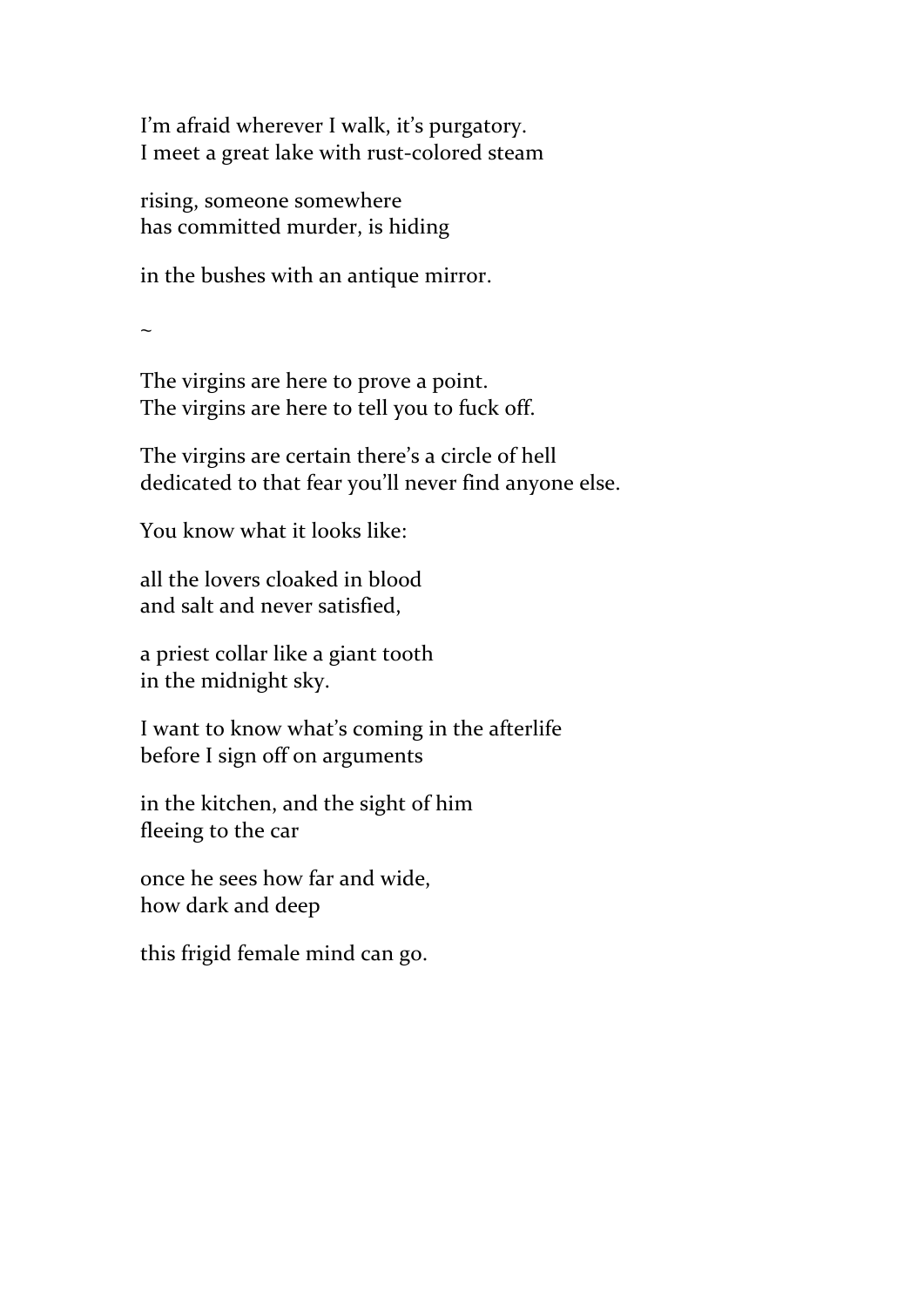I'm afraid wherever I walk, it's purgatory.
I meet a great lake with rust-colored steam

rising, someone somewhere
has committed murder, is hiding

in the bushes with an antique mirror.

~

The virgins are here to prove a point.
The virgins are here to tell you to fuck off.

The virgins are certain there's a circle of hell
dedicated to that fear you'll never find anyone else.

You know what it looks like:

all the lovers cloaked in blood
and salt and never satisfied,

a priest collar like a giant tooth
in the midnight sky.

I want to know what's coming in the afterlife
before I sign off on arguments

in the kitchen, and the sight of him
fleeing to the car

once he sees how far and wide,
how dark and deep

this frigid female mind can go.